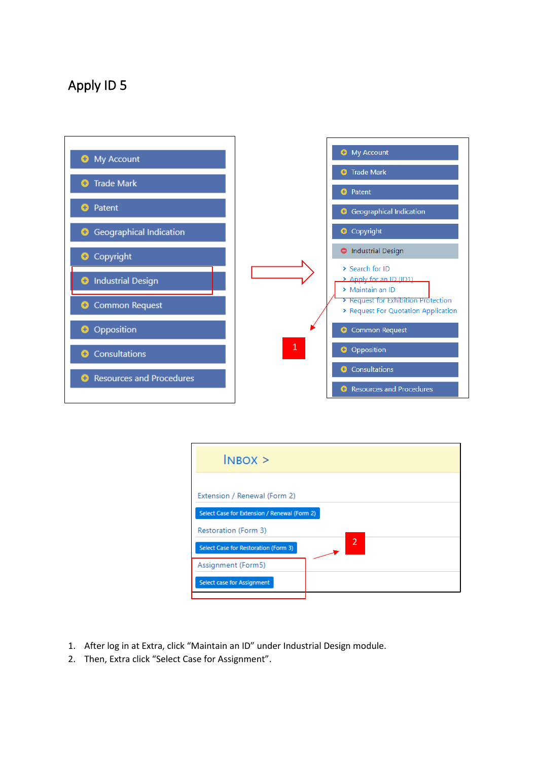# Apply ID 5

1. After log in at Extra, click "Maintain an ID" under Industrial Design module.
2. Then, Extra click "Select Case for Assignment".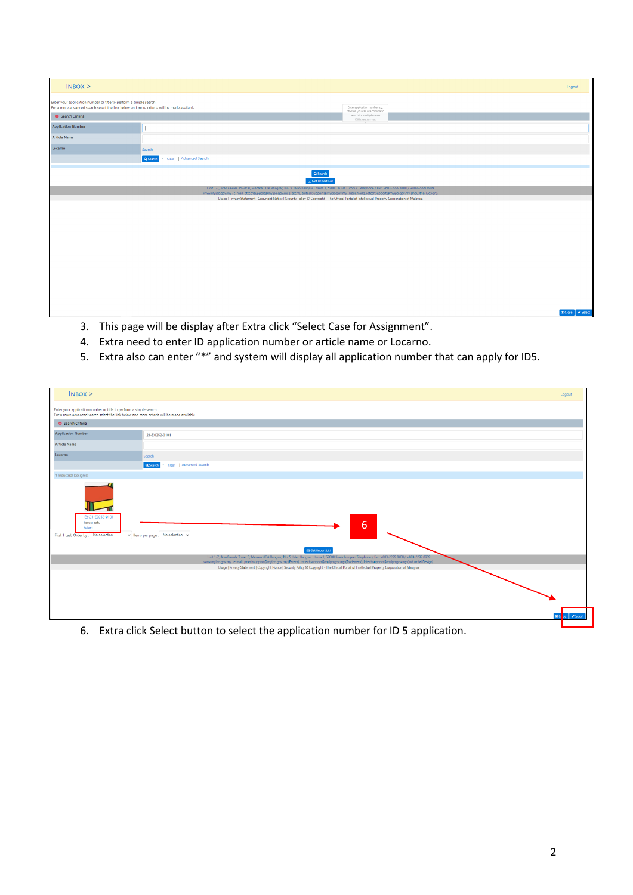3. This page will be display after Extra click “Select Case for Assignment”.
4. Extra need to enter ID application number or article name or Locarno.
5. Extra also can enter “*” and system will display all application number that can apply for ID5.

6. Extra click Select button to select the application number for ID 5 application.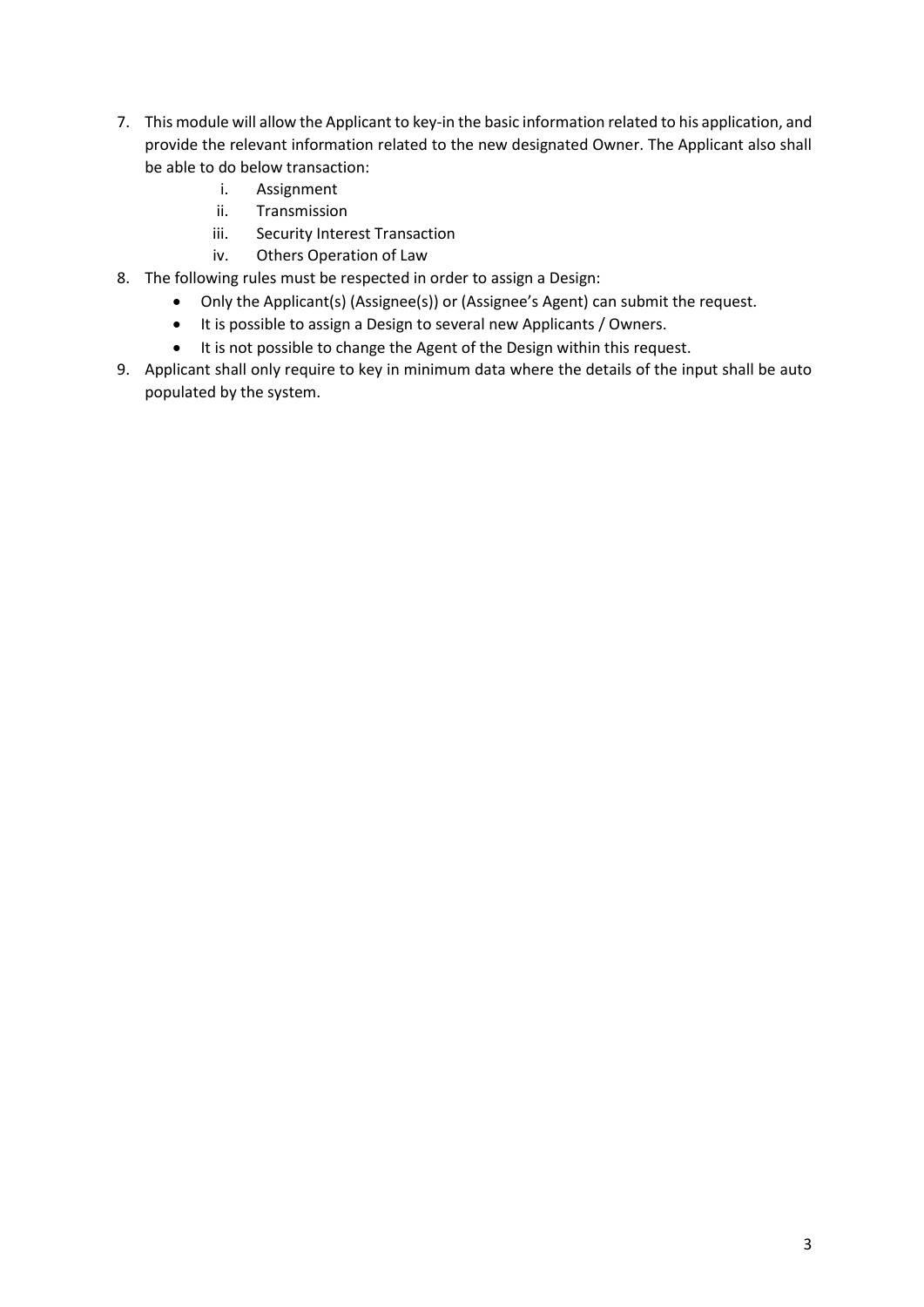7. This module will allow the Applicant to key-in the basic information related to his application, and provide the relevant information related to the new designated Owner. The Applicant also shall be able to do below transaction:
   i. Assignment
   ii. Transmission
   iii. Security Interest Transaction
   iv. Others Operation of Law
8. The following rules must be respected in order to assign a Design:
   - Only the Applicant(s) (Assignee(s)) or (Assignee's Agent) can submit the request.
   - It is possible to assign a Design to several new Applicants / Owners.
   - It is not possible to change the Agent of the Design within this request.
9. Applicant shall only require to key in minimum data where the details of the input shall be auto populated by the system.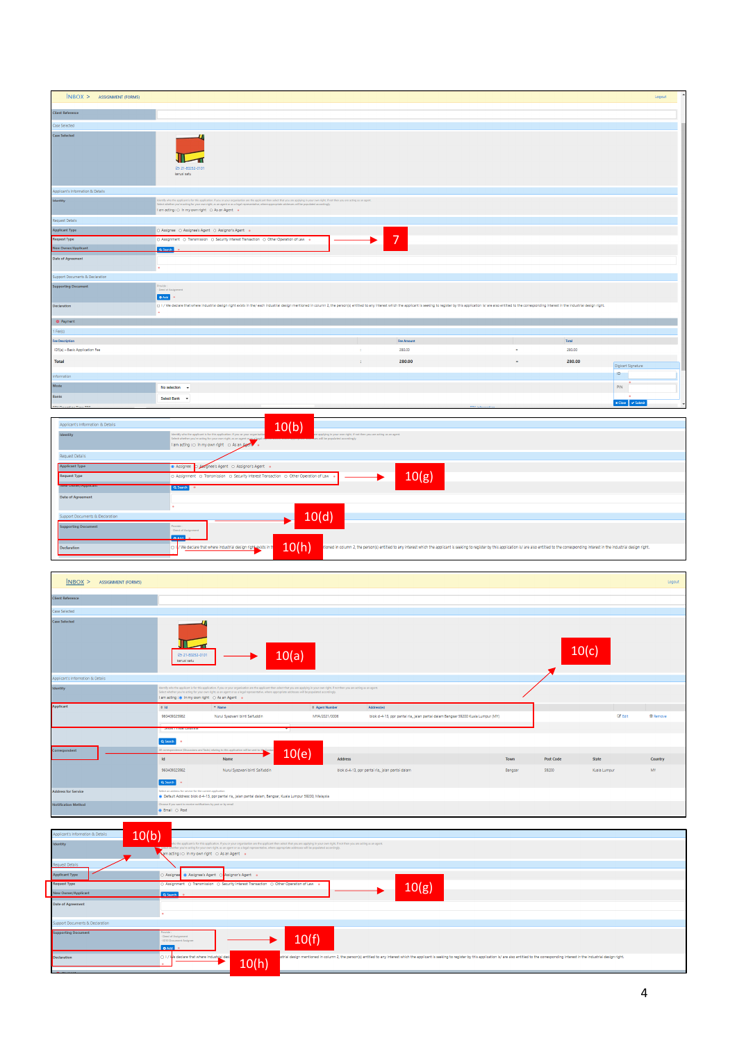INBOX > ASSIGNMENT (FORM5)

Logout

Client Reference

Case Selected

Case Selected

21-00252-0101
kerusi satu

Applicant's Information & Details

Identity

I am acting ○ In my own right ○ As an Agent *

Request Details

Applicant Type ○ Assignee ○ Assignee's Agent ○ Assignor's Agent *

Request Type ○ Assignment ○ Transmission ○ Security Interest Transaction ○ Other Operation of Law * → 7

New Owner/Applicant — Search *

Date of Agreement

Support Documents & Declaration

Supporting Document — Add

Declaration ☐ I / We declare that where industrial design right exists in the/ each industrial design mentioned in column 2, the person(s) entitled to any interest which the applicant is seeking to register by this application is/ are also entitled to the corresponding interest in the industrial design right.

Payment

1 Fee(s)

| Fee Description | | Fee Amount | | Total |
|---|---|---|---|---|
| ID5(a) – Basic Application Fee | | 280.00 | = | 280.00 |
| Total | : | 280.00 | = | 280.00 |

Information

Mode — No selection

Bank — Select Bank

Digicert Signature — ID, PIN — Close, Submit

---

Applicant's Information & Details

Identity — I am acting ○ In my own right ○ As an Agent * → 10(b)

Request Details

Applicant Type ● Assignee ○ Assignee's Agent ○ Assignor's Agent *

Request Type ○ Assignment ○ Transmission ○ Security Interest Transaction ○ Other Operation of Law * → 10(g)

New Owner/Applicant — Search

Date of Agreement

Support Documents & Declaration

Supporting Document — Deed of Assignment — Add → 10(d)

Declaration ☐ I / We declare that where industrial design right exists in the/ each industrial design mentioned in column 2, the person(s) entitled to any interest which the applicant is seeking to register by this application is/ are also entitled to the corresponding interest in the industrial design right. → 10(h)

---

INBOX > ASSIGNMENT (FORM5)

Logout

Client Reference

Case Selected

21-00252-0101
kerusi satu → 10(a)

Applicant's Information & Details

Identity — I am acting ○ In my own right ○ As an Agent *

Applicant → 10(c)

| Id | Name | Agent Number | Address(es) |
|---|---|---|---|
| 960409025982 | Nurul Syazwani binti Saifuddin | MYA/2021/0006 | blok d-4-13, ppr pantai ria, jalan pantai dalam Bangsar 59200 Kuala Lumpur (MY) |

Edit | Remove

Search

Correspondent → 10(e)

| Id | Name | Address | Town | Post Code | State | Country |
|---|---|---|---|---|---|---|
| 960409025982 | Nurul Syazwani binti Saifuddin | blok d-4-13, ppr pantai ria, jalan pantai dalam | Bangsar | 59200 | Kuala Lumpur | MY |

Search

Address for Service — ● Default Address: blok d-4-13, ppr pantai ria, jalan pantai dalam, Bangsar, Kuala Lumpur 59200, Malaysia

Notification Method — ● Email ○ Post

---

Applicant's Information & Details

Identity — I am acting ○ In my own right ○ As an Agent * → 10(b)

Request Details

Applicant Type ○ Assignee ● Assignee's Agent ○ Assignor's Agent *

Request Type ○ Assignment ○ Transmission ○ Security Interest Transaction ○ Other Operation of Law * → 10(g)

New Owner/Applicant — Search

Date of Agreement

Support Documents & Declaration

Supporting Document — Deed of Assignment, ID10 Document Assignee — Add → 10(f)

Declaration ☐ I / We declare that where industrial design right exists in the/ each industrial design mentioned in column 2, the person(s) entitled to any interest which the applicant is seeking to register by this application is/ are also entitled to the corresponding interest in the industrial design right. → 10(h)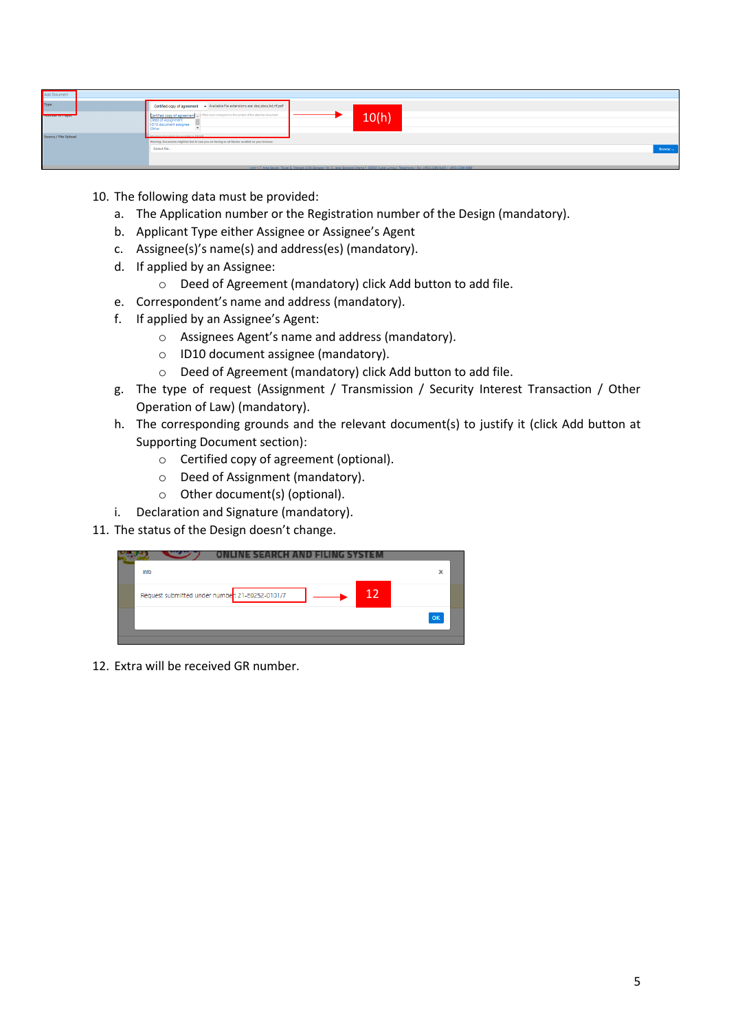10. The following data must be provided:
    a. The Application number or the Registration number of the Design (mandatory).
    b. Applicant Type either Assignee or Assignee's Agent
    c. Assignee(s)'s name(s) and address(es) (mandatory).
    d. If applied by an Assignee:
       - Deed of Agreement (mandatory) click Add button to add file.
    e. Correspondent's name and address (mandatory).
    f. If applied by an Assignee's Agent:
       - Assignees Agent's name and address (mandatory).
       - ID10 document assignee (mandatory).
       - Deed of Agreement (mandatory) click Add button to add file.
    g. The type of request (Assignment / Transmission / Security Interest Transaction / Other Operation of Law) (mandatory).
    h. The corresponding grounds and the relevant document(s) to justify it (click Add button at Supporting Document section):
       - Certified copy of agreement (optional).
       - Deed of Assignment (mandatory).
       - Other document(s) (optional).
    i. Declaration and Signature (mandatory).
11. The status of the Design doesn't change.
12. Extra will be received GR number.